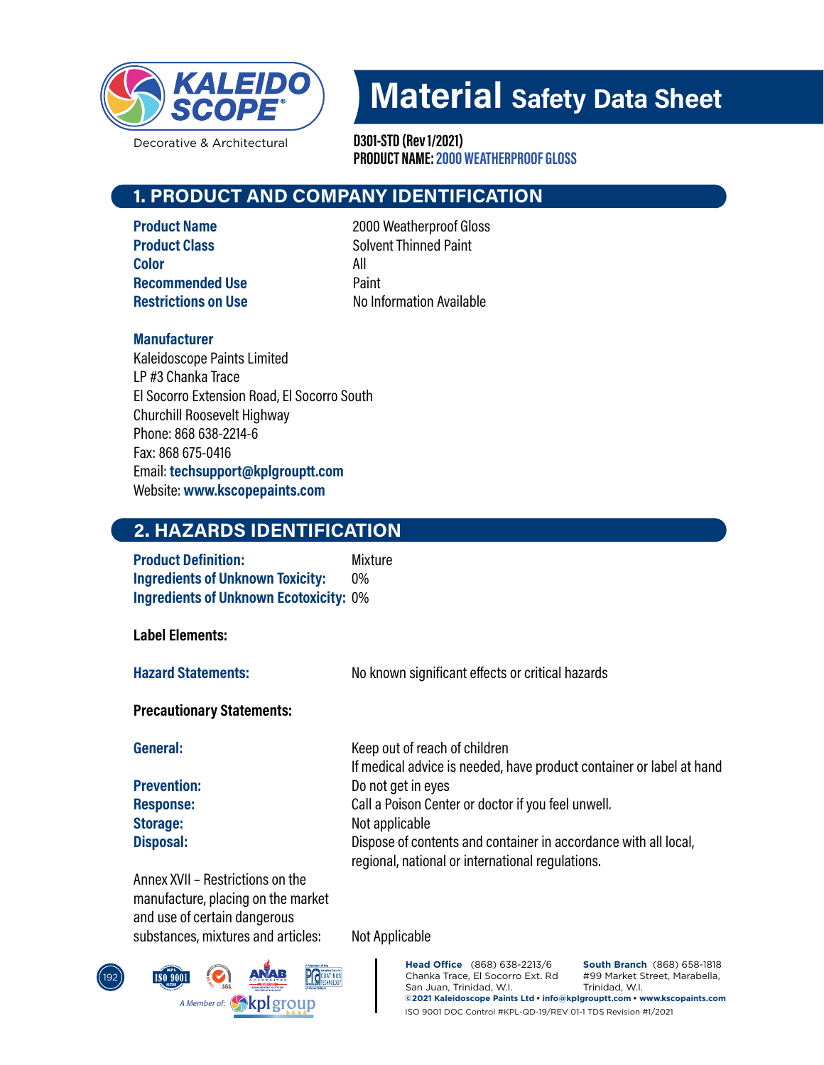# Material Safety Data Sheet

**D301-STD (Rev 1/2021)**
**PRODUCT NAME: 2000 WEATHERPROOF GLOSS**

## 1. PRODUCT AND COMPANY IDENTIFICATION

| | |
|---|---|
| **Product Name** | 2000 Weatherproof Gloss |
| **Product Class** | Solvent Thinned Paint |
| **Color** | All |
| **Recommended Use** | Paint |
| **Restrictions on Use** | No Information Available |

**Manufacturer**
Kaleidoscope Paints Limited
LP #3 Chanka Trace
El Socorro Extension Road, El Socorro South
Churchill Roosevelt Highway
Phone: 868 638-2214-6
Fax: 868 675-0416
Email: **techsupport@kplgrouptt.com**
Website: **www.kscopepaints.com**

## 2. HAZARDS IDENTIFICATION

| | |
|---|---|
| **Product Definition:** | Mixture |
| **Ingredients of Unknown Toxicity:** | 0% |
| **Ingredients of Unknown Ecotoxicity:** | 0% |

**Label Elements:**

| | |
|---|---|
| **Hazard Statements:** | No known significant effects or critical hazards |

**Precautionary Statements:**

| | |
|---|---|
| **General:** | Keep out of reach of children<br>If medical advice is needed, have product container or label at hand |
| **Prevention:** | Do not get in eyes |
| **Response:** | Call a Poison Center or doctor if you feel unwell. |
| **Storage:** | Not applicable |
| **Disposal:** | Dispose of contents and container in accordance with all local, regional, national or international regulations. |
| Annex XVII – Restrictions on the manufacture, placing on the market and use of certain dangerous substances, mixtures and articles: | Not Applicable |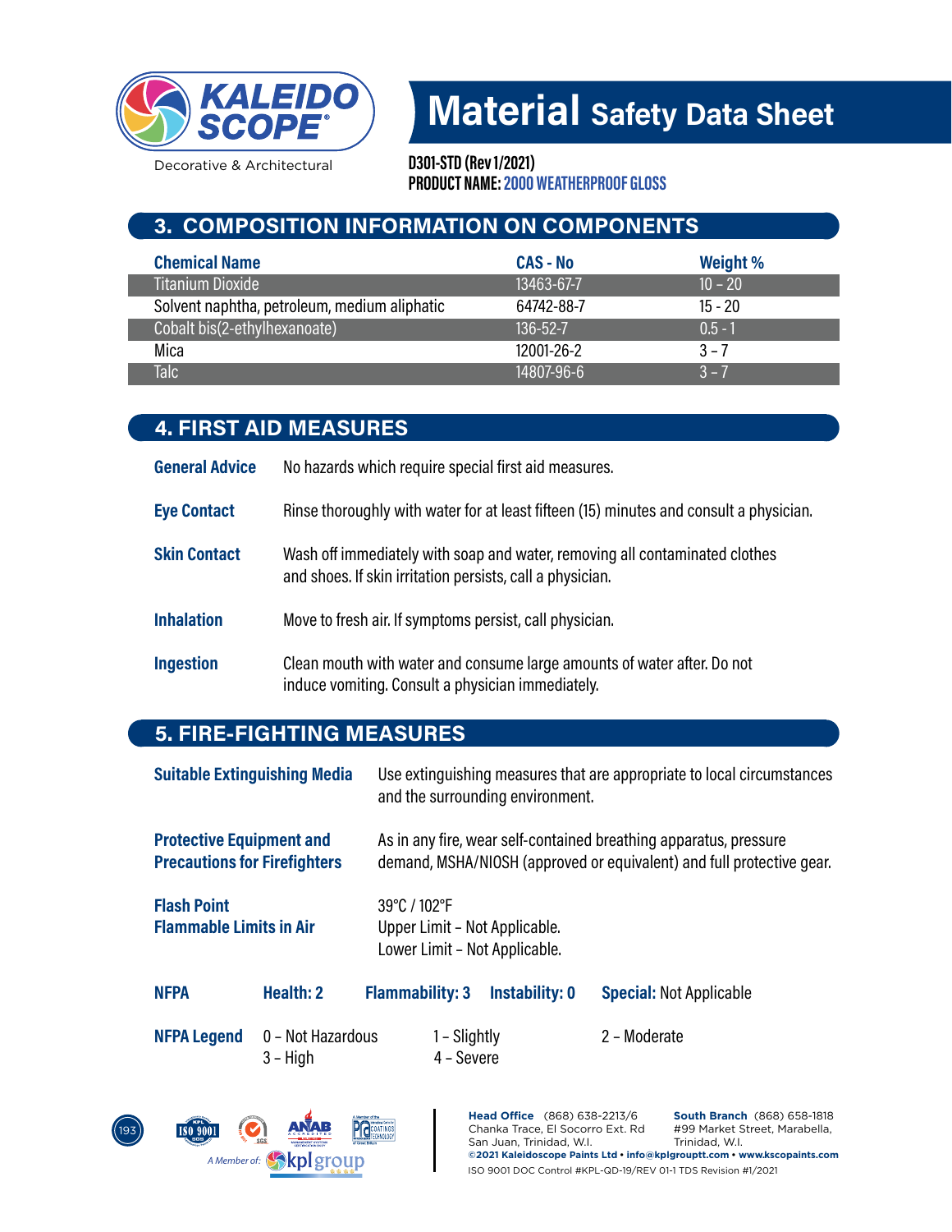# Material Safety Data Sheet

**D301-STD (Rev 1/2021)**
**PRODUCT NAME: 2000 WEATHERPROOF GLOSS**

## 3. COMPOSITION INFORMATION ON COMPONENTS

| Chemical Name | CAS - No | Weight % |
|---|---|---|
| Titanium Dioxide | 13463-67-7 | 10 – 20 |
| Solvent naphtha, petroleum, medium aliphatic | 64742-88-7 | 15 - 20 |
| Cobalt bis(2-ethylhexanoate) | 136-52-7 | 0.5 - 1 |
| Mica | 12001-26-2 | 3 – 7 |
| Talc | 14807-96-6 | 3 – 7 |

## 4. FIRST AID MEASURES

**General Advice** No hazards which require special first aid measures.

**Eye Contact** Rinse thoroughly with water for at least fifteen (15) minutes and consult a physician.

**Skin Contact** Wash off immediately with soap and water, removing all contaminated clothes and shoes. If skin irritation persists, call a physician.

**Inhalation** Move to fresh air. If symptoms persist, call physician.

**Ingestion** Clean mouth with water and consume large amounts of water after. Do not induce vomiting. Consult a physician immediately.

## 5. FIRE-FIGHTING MEASURES

**Suitable Extinguishing Media** Use extinguishing measures that are appropriate to local circumstances and the surrounding environment.

**Protective Equipment and Precautions for Firefighters** As in any fire, wear self-contained breathing apparatus, pressure demand, MSHA/NIOSH (approved or equivalent) and full protective gear.

**Flash Point** 39°C / 102°F

**Flammable Limits in Air** Upper Limit – Not Applicable.
Lower Limit – Not Applicable.

**NFPA** **Health: 2** **Flammability: 3** **Instability: 0** **Special:** Not Applicable

**NFPA Legend** 0 – Not Hazardous 1 – Slightly 2 – Moderate
3 – High 4 – Severe

**Head Office** (868) 638-2213/6
Chanka Trace, El Socorro Ext. Rd
San Juan, Trinidad, W.I.

**South Branch** (868) 658-1818
#99 Market Street, Marabella,
Trinidad, W.I.

**©2021 Kaleidoscope Paints Ltd • info@kplgroupt.com • www.kscopaints.com**
ISO 9001 DOC Control #KPL-QD-19/REV 01-1 TDS Revision #1/2021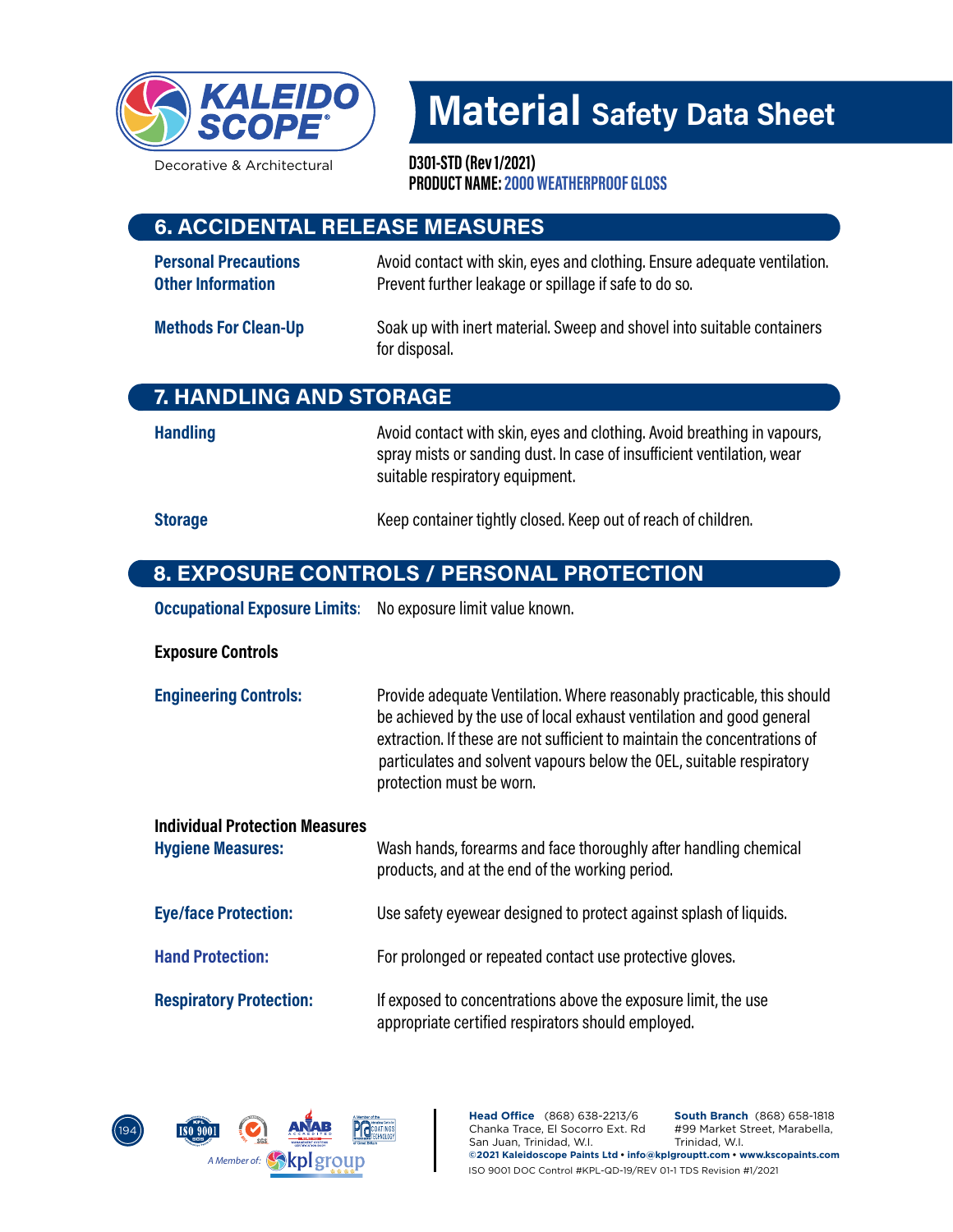# Material Safety Data Sheet

**D301-STD (Rev 1/2021)**
**PRODUCT NAME: 2000 WEATHERPROOF GLOSS**

## 6. ACCIDENTAL RELEASE MEASURES

**Personal Precautions** Avoid contact with skin, eyes and clothing. Ensure adequate ventilation.
**Other Information** Prevent further leakage or spillage if safe to do so.

**Methods For Clean-Up** Soak up with inert material. Sweep and shovel into suitable containers for disposal.

## 7. HANDLING AND STORAGE

**Handling** Avoid contact with skin, eyes and clothing. Avoid breathing in vapours, spray mists or sanding dust. In case of insufficient ventilation, wear suitable respiratory equipment.

**Storage** Keep container tightly closed. Keep out of reach of children.

## 8. EXPOSURE CONTROLS / PERSONAL PROTECTION

**Occupational Exposure Limits:** No exposure limit value known.

**Exposure Controls**

**Engineering Controls:** Provide adequate Ventilation. Where reasonably practicable, this should be achieved by the use of local exhaust ventilation and good general extraction. If these are not sufficient to maintain the concentrations of particulates and solvent vapours below the OEL, suitable respiratory protection must be worn.

**Individual Protection Measures**

**Hygiene Measures:** Wash hands, forearms and face thoroughly after handling chemical products, and at the end of the working period.

**Eye/face Protection:** Use safety eyewear designed to protect against splash of liquids.

**Hand Protection:** For prolonged or repeated contact use protective gloves.

**Respiratory Protection:** If exposed to concentrations above the exposure limit, the use appropriate certified respirators should employed.

**Head Office** (868) 638-2213/6
Chanka Trace, El Socorro Ext. Rd
San Juan, Trinidad, W.I.

**South Branch** (868) 658-1818
#99 Market Street, Marabella,
Trinidad, W.I.

**©2021 Kaleidoscope Paints Ltd • info@kplgrouptt.com • www.kscopaints.com**
ISO 9001 DOC Control #KPL-QD-19/REV 01-1 TDS Revision #1/2021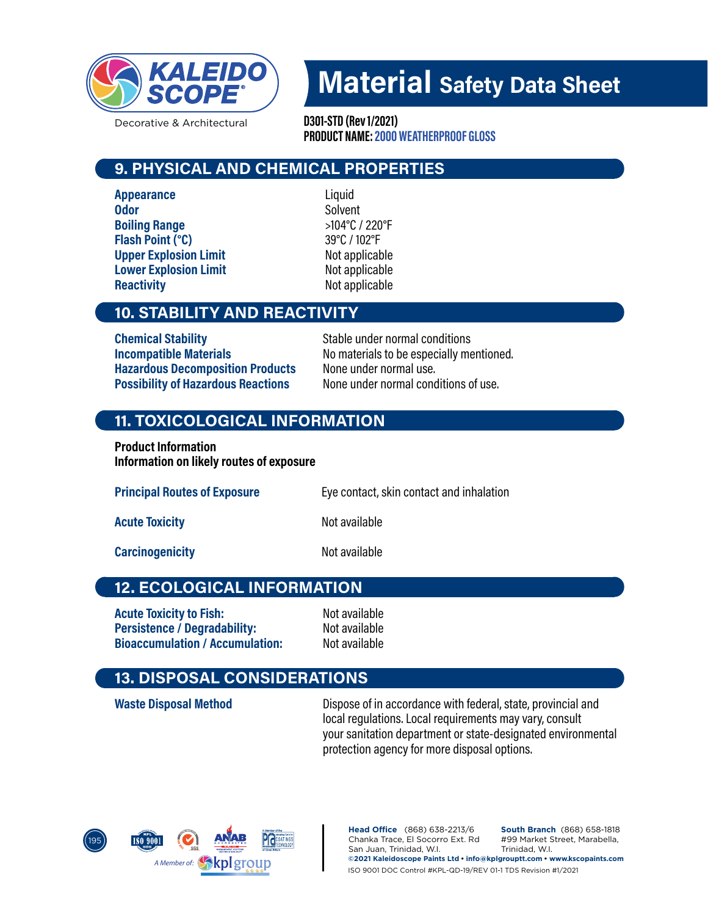# Material Safety Data Sheet

**D301-STD (Rev 1/2021)**
**PRODUCT NAME: 2000 WEATHERPROOF GLOSS**

## 9. PHYSICAL AND CHEMICAL PROPERTIES

| | |
|---|---|
| **Appearance** | Liquid |
| **Odor** | Solvent |
| **Boiling Range** | >104°C / 220°F |
| **Flash Point (°C)** | 39°C / 102°F |
| **Upper Explosion Limit** | Not applicable |
| **Lower Explosion Limit** | Not applicable |
| **Reactivity** | Not applicable |

## 10. STABILITY AND REACTIVITY

| | |
|---|---|
| **Chemical Stability** | Stable under normal conditions |
| **Incompatible Materials** | No materials to be especially mentioned. |
| **Hazardous Decomposition Products** | None under normal use. |
| **Possibility of Hazardous Reactions** | None under normal conditions of use. |

## 11. TOXICOLOGICAL INFORMATION

**Product Information**
**Information on likely routes of exposure**

| | |
|---|---|
| **Principal Routes of Exposure** | Eye contact, skin contact and inhalation |
| **Acute Toxicity** | Not available |
| **Carcinogenicity** | Not available |

## 12. ECOLOGICAL INFORMATION

| | |
|---|---|
| **Acute Toxicity to Fish:** | Not available |
| **Persistence / Degradability:** | Not available |
| **Bioaccumulation / Accumulation:** | Not available |

## 13. DISPOSAL CONSIDERATIONS

| | |
|---|---|
| **Waste Disposal Method** | Dispose of in accordance with federal, state, provincial and local regulations. Local requirements may vary, consult your sanitation department or state-designated environmental protection agency for more disposal options. |

**Head Office** (868) 638-2213/6
Chanka Trace, El Socorro Ext. Rd
San Juan, Trinidad, W.I.

**South Branch** (868) 658-1818
#99 Market Street, Marabella,
Trinidad, W.I.

**©2021 Kaleidoscope Paints Ltd • info@kplgrouptt.com • www.kscopaints.com**
ISO 9001 DOC Control #KPL-QD-19/REV 01-1 TDS Revision #1/2021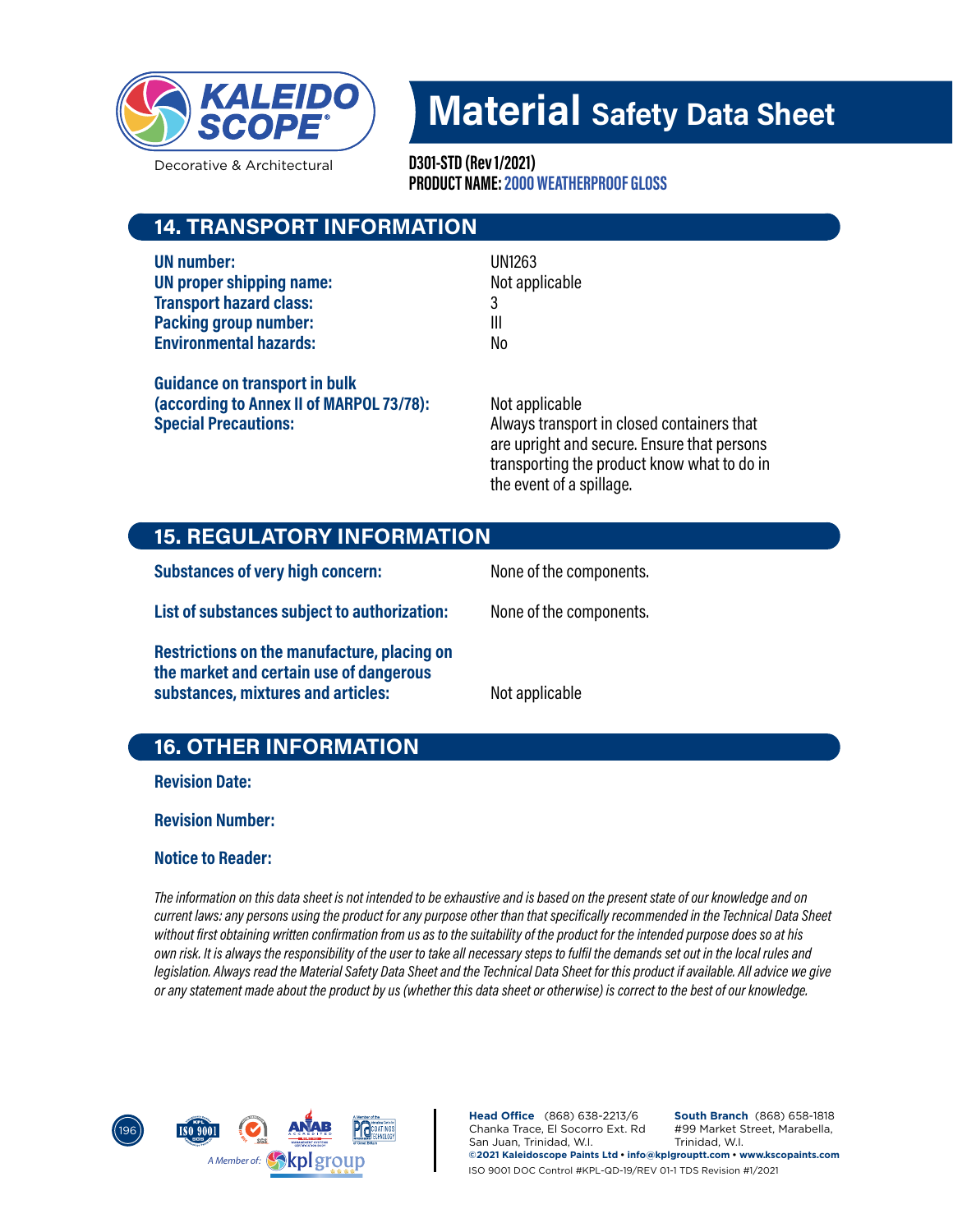# Material Safety Data Sheet

**D301-STD (Rev 1/2021)**
**PRODUCT NAME: 2000 WEATHERPROOF GLOSS**

## 14. TRANSPORT INFORMATION

| | |
|---|---|
| **UN number:** | UN1263 |
| **UN proper shipping name:** | Not applicable |
| **Transport hazard class:** | 3 |
| **Packing group number:** | III |
| **Environmental hazards:** | No |
| **Guidance on transport in bulk (according to Annex II of MARPOL 73/78):** | Not applicable |
| **Special Precautions:** | Always transport in closed containers that are upright and secure. Ensure that persons transporting the product know what to do in the event of a spillage. |

## 15. REGULATORY INFORMATION

| | |
|---|---|
| **Substances of very high concern:** | None of the components. |
| **List of substances subject to authorization:** | None of the components. |
| **Restrictions on the manufacture, placing on the market and certain use of dangerous substances, mixtures and articles:** | Not applicable |

## 16. OTHER INFORMATION

**Revision Date:**

**Revision Number:**

**Notice to Reader:**

*The information on this data sheet is not intended to be exhaustive and is based on the present state of our knowledge and on current laws: any persons using the product for any purpose other than that specifically recommended in the Technical Data Sheet without first obtaining written confirmation from us as to the suitability of the product for the intended purpose does so at his own risk. It is always the responsibility of the user to take all necessary steps to fulfil the demands set out in the local rules and legislation. Always read the Material Safety Data Sheet and the Technical Data Sheet for this product if available. All advice we give or any statement made about the product by us (whether this data sheet or otherwise) is correct to the best of our knowledge.*

**Head Office** (868) 638-2213/6
Chanka Trace, El Socorro Ext. Rd
San Juan, Trinidad, W.I.

**South Branch** (868) 658-1818
#99 Market Street, Marabella,
Trinidad, W.I.

**©2021 Kaleidoscope Paints Ltd • info@kplgrouptt.com • www.kscopaints.com**
ISO 9001 DOC Control #KPL-QD-19/REV 01-1 TDS Revision #1/2021